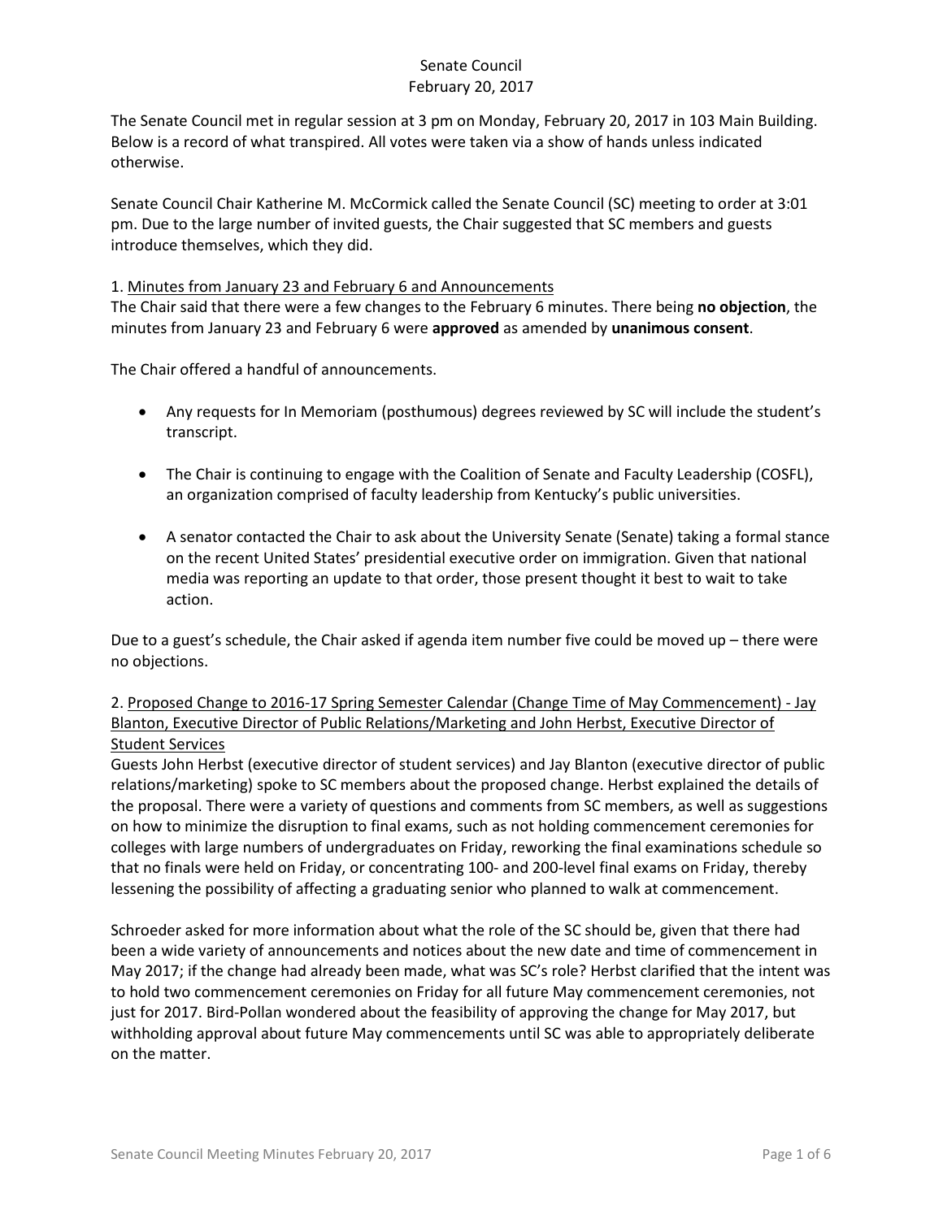# Senate Council
## February 20, 2017

The Senate Council met in regular session at 3 pm on Monday, February 20, 2017 in 103 Main Building. Below is a record of what transpired. All votes were taken via a show of hands unless indicated otherwise.

Senate Council Chair Katherine M. McCormick called the Senate Council (SC) meeting to order at 3:01 pm. Due to the large number of invited guests, the Chair suggested that SC members and guests introduce themselves, which they did.

1. Minutes from January 23 and February 6 and Announcements

The Chair said that there were a few changes to the February 6 minutes. There being **no objection**, the minutes from January 23 and February 6 were **approved** as amended by **unanimous consent**.

The Chair offered a handful of announcements.

- Any requests for In Memoriam (posthumous) degrees reviewed by SC will include the student's transcript.
- The Chair is continuing to engage with the Coalition of Senate and Faculty Leadership (COSFL), an organization comprised of faculty leadership from Kentucky's public universities.
- A senator contacted the Chair to ask about the University Senate (Senate) taking a formal stance on the recent United States' presidential executive order on immigration. Given that national media was reporting an update to that order, those present thought it best to wait to take action.

Due to a guest's schedule, the Chair asked if agenda item number five could be moved up – there were no objections.

2. Proposed Change to 2016-17 Spring Semester Calendar (Change Time of May Commencement) - Jay Blanton, Executive Director of Public Relations/Marketing and John Herbst, Executive Director of Student Services

Guests John Herbst (executive director of student services) and Jay Blanton (executive director of public relations/marketing) spoke to SC members about the proposed change. Herbst explained the details of the proposal. There were a variety of questions and comments from SC members, as well as suggestions on how to minimize the disruption to final exams, such as not holding commencement ceremonies for colleges with large numbers of undergraduates on Friday, reworking the final examinations schedule so that no finals were held on Friday, or concentrating 100- and 200-level final exams on Friday, thereby lessening the possibility of affecting a graduating senior who planned to walk at commencement.

Schroeder asked for more information about what the role of the SC should be, given that there had been a wide variety of announcements and notices about the new date and time of commencement in May 2017; if the change had already been made, what was SC's role? Herbst clarified that the intent was to hold two commencement ceremonies on Friday for all future May commencement ceremonies, not just for 2017. Bird-Pollan wondered about the feasibility of approving the change for May 2017, but withholding approval about future May commencements until SC was able to appropriately deliberate on the matter.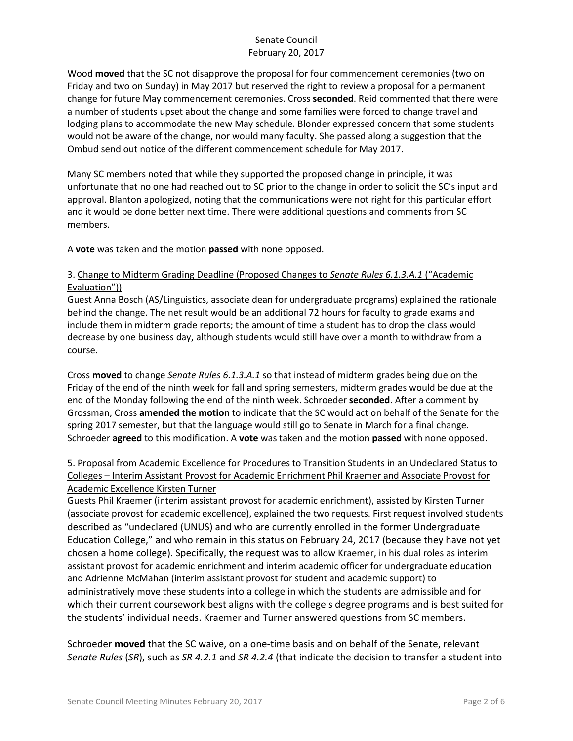Wood **moved** that the SC not disapprove the proposal for four commencement ceremonies (two on Friday and two on Sunday) in May 2017 but reserved the right to review a proposal for a permanent change for future May commencement ceremonies. Cross **seconded**. Reid commented that there were a number of students upset about the change and some families were forced to change travel and lodging plans to accommodate the new May schedule. Blonder expressed concern that some students would not be aware of the change, nor would many faculty. She passed along a suggestion that the Ombud send out notice of the different commencement schedule for May 2017.

Many SC members noted that while they supported the proposed change in principle, it was unfortunate that no one had reached out to SC prior to the change in order to solicit the SC's input and approval. Blanton apologized, noting that the communications were not right for this particular effort and it would be done better next time. There were additional questions and comments from SC members.

A **vote** was taken and the motion **passed** with none opposed.

3. Change to Midterm Grading Deadline (Proposed Changes to *Senate Rules 6.1.3.A.1* ("Academic Evaluation"))

Guest Anna Bosch (AS/Linguistics, associate dean for undergraduate programs) explained the rationale behind the change. The net result would be an additional 72 hours for faculty to grade exams and include them in midterm grade reports; the amount of time a student has to drop the class would decrease by one business day, although students would still have over a month to withdraw from a course.

Cross **moved** to change *Senate Rules 6.1.3.A.1* so that instead of midterm grades being due on the Friday of the end of the ninth week for fall and spring semesters, midterm grades would be due at the end of the Monday following the end of the ninth week. Schroeder **seconded**. After a comment by Grossman, Cross **amended the motion** to indicate that the SC would act on behalf of the Senate for the spring 2017 semester, but that the language would still go to Senate in March for a final change. Schroeder **agreed** to this modification. A **vote** was taken and the motion **passed** with none opposed.

5. Proposal from Academic Excellence for Procedures to Transition Students in an Undeclared Status to Colleges – Interim Assistant Provost for Academic Enrichment Phil Kraemer and Associate Provost for Academic Excellence Kirsten Turner

Guests Phil Kraemer (interim assistant provost for academic enrichment), assisted by Kirsten Turner (associate provost for academic excellence), explained the two requests. First request involved students described as "undeclared (UNUS) and who are currently enrolled in the former Undergraduate Education College," and who remain in this status on February 24, 2017 (because they have not yet chosen a home college). Specifically, the request was to allow Kraemer, in his dual roles as interim assistant provost for academic enrichment and interim academic officer for undergraduate education and Adrienne McMahan (interim assistant provost for student and academic support) to administratively move these students into a college in which the students are admissible and for which their current coursework best aligns with the college's degree programs and is best suited for the students' individual needs. Kraemer and Turner answered questions from SC members.

Schroeder **moved** that the SC waive, on a one-time basis and on behalf of the Senate, relevant *Senate Rules* (*SR*), such as *SR 4.2.1* and *SR 4.2.4* (that indicate the decision to transfer a student into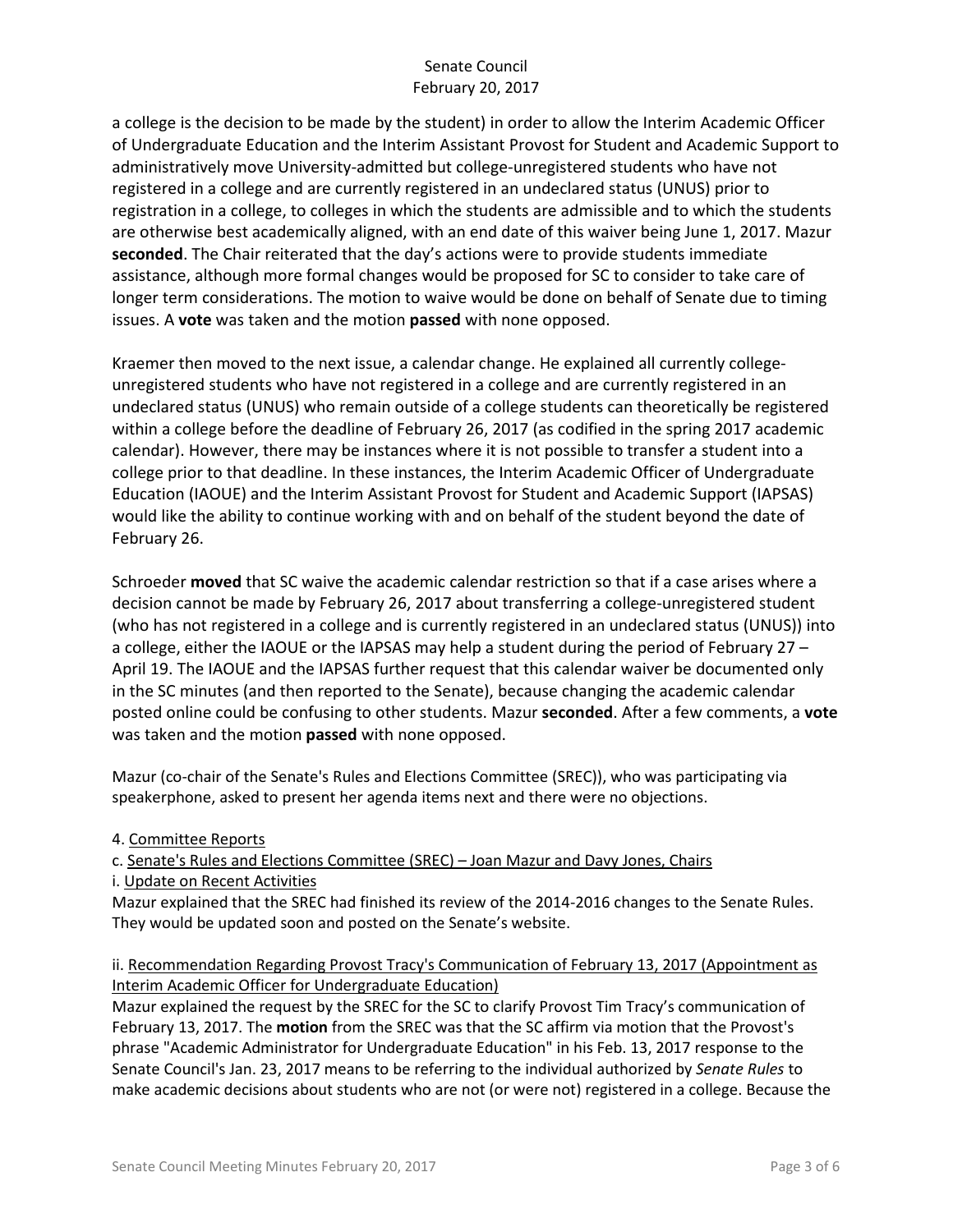a college is the decision to be made by the student) in order to allow the Interim Academic Officer of Undergraduate Education and the Interim Assistant Provost for Student and Academic Support to administratively move University-admitted but college-unregistered students who have not registered in a college and are currently registered in an undeclared status (UNUS) prior to registration in a college, to colleges in which the students are admissible and to which the students are otherwise best academically aligned, with an end date of this waiver being June 1, 2017. Mazur **seconded**. The Chair reiterated that the day's actions were to provide students immediate assistance, although more formal changes would be proposed for SC to consider to take care of longer term considerations. The motion to waive would be done on behalf of Senate due to timing issues. A **vote** was taken and the motion **passed** with none opposed.

Kraemer then moved to the next issue, a calendar change. He explained all currently college-unregistered students who have not registered in a college and are currently registered in an undeclared status (UNUS) who remain outside of a college students can theoretically be registered within a college before the deadline of February 26, 2017 (as codified in the spring 2017 academic calendar). However, there may be instances where it is not possible to transfer a student into a college prior to that deadline. In these instances, the Interim Academic Officer of Undergraduate Education (IAOUE) and the Interim Assistant Provost for Student and Academic Support (IAPSAS) would like the ability to continue working with and on behalf of the student beyond the date of February 26.

Schroeder **moved** that SC waive the academic calendar restriction so that if a case arises where a decision cannot be made by February 26, 2017 about transferring a college-unregistered student (who has not registered in a college and is currently registered in an undeclared status (UNUS)) into a college, either the IAOUE or the IAPSAS may help a student during the period of February 27 – April 19. The IAOUE and the IAPSAS further request that this calendar waiver be documented only in the SC minutes (and then reported to the Senate), because changing the academic calendar posted online could be confusing to other students. Mazur **seconded**. After a few comments, a **vote** was taken and the motion **passed** with none opposed.

Mazur (co-chair of the Senate's Rules and Elections Committee (SREC)), who was participating via speakerphone, asked to present her agenda items next and there were no objections.

4. Committee Reports

c. Senate's Rules and Elections Committee (SREC) – Joan Mazur and Davy Jones, Chairs

i. Update on Recent Activities

Mazur explained that the SREC had finished its review of the 2014-2016 changes to the Senate Rules. They would be updated soon and posted on the Senate's website.

ii. Recommendation Regarding Provost Tracy's Communication of February 13, 2017 (Appointment as Interim Academic Officer for Undergraduate Education)

Mazur explained the request by the SREC for the SC to clarify Provost Tim Tracy's communication of February 13, 2017. The **motion** from the SREC was that the SC affirm via motion that the Provost's phrase "Academic Administrator for Undergraduate Education" in his Feb. 13, 2017 response to the Senate Council's Jan. 23, 2017 means to be referring to the individual authorized by *Senate Rules* to make academic decisions about students who are not (or were not) registered in a college. Because the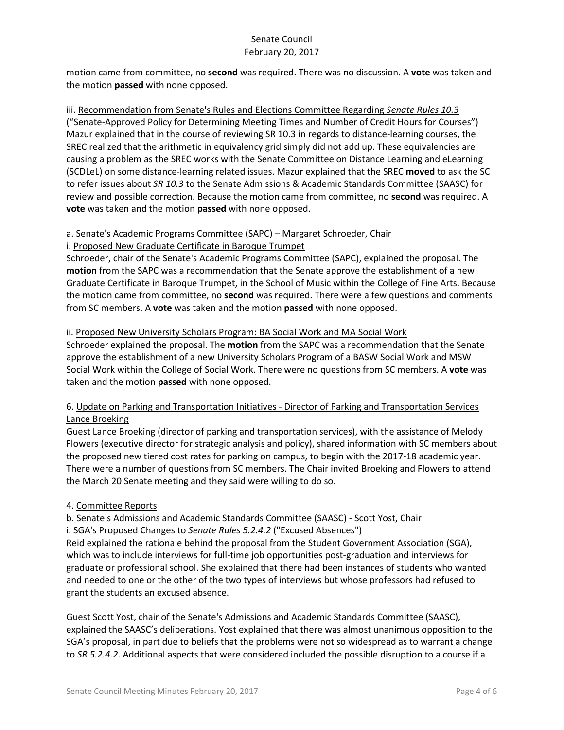motion came from committee, no **second** was required. There was no discussion. A **vote** was taken and the motion **passed** with none opposed.

iii. Recommendation from Senate's Rules and Elections Committee Regarding *Senate Rules 10.3* ("Senate-Approved Policy for Determining Meeting Times and Number of Credit Hours for Courses")
Mazur explained that in the course of reviewing SR 10.3 in regards to distance-learning courses, the SREC realized that the arithmetic in equivalency grid simply did not add up. These equivalencies are causing a problem as the SREC works with the Senate Committee on Distance Learning and eLearning (SCDLeL) on some distance-learning related issues. Mazur explained that the SREC **moved** to ask the SC to refer issues about *SR 10.3* to the Senate Admissions & Academic Standards Committee (SAASC) for review and possible correction. Because the motion came from committee, no **second** was required. A **vote** was taken and the motion **passed** with none opposed.

a. Senate's Academic Programs Committee (SAPC) – Margaret Schroeder, Chair
i. Proposed New Graduate Certificate in Baroque Trumpet
Schroeder, chair of the Senate's Academic Programs Committee (SAPC), explained the proposal. The **motion** from the SAPC was a recommendation that the Senate approve the establishment of a new Graduate Certificate in Baroque Trumpet, in the School of Music within the College of Fine Arts. Because the motion came from committee, no **second** was required. There were a few questions and comments from SC members. A **vote** was taken and the motion **passed** with none opposed.

ii. Proposed New University Scholars Program: BA Social Work and MA Social Work
Schroeder explained the proposal. The **motion** from the SAPC was a recommendation that the Senate approve the establishment of a new University Scholars Program of a BASW Social Work and MSW Social Work within the College of Social Work. There were no questions from SC members. A **vote** was taken and the motion **passed** with none opposed.

6. Update on Parking and Transportation Initiatives - Director of Parking and Transportation Services Lance Broeking
Guest Lance Broeking (director of parking and transportation services), with the assistance of Melody Flowers (executive director for strategic analysis and policy), shared information with SC members about the proposed new tiered cost rates for parking on campus, to begin with the 2017-18 academic year. There were a number of questions from SC members. The Chair invited Broeking and Flowers to attend the March 20 Senate meeting and they said were willing to do so.

4. Committee Reports
b. Senate's Admissions and Academic Standards Committee (SAASC) - Scott Yost, Chair
i. SGA's Proposed Changes to *Senate Rules 5.2.4.2* ("Excused Absences")
Reid explained the rationale behind the proposal from the Student Government Association (SGA), which was to include interviews for full-time job opportunities post-graduation and interviews for graduate or professional school. She explained that there had been instances of students who wanted and needed to one or the other of the two types of interviews but whose professors had refused to grant the students an excused absence.

Guest Scott Yost, chair of the Senate's Admissions and Academic Standards Committee (SAASC), explained the SAASC's deliberations. Yost explained that there was almost unanimous opposition to the SGA's proposal, in part due to beliefs that the problems were not so widespread as to warrant a change to *SR 5.2.4.2*. Additional aspects that were considered included the possible disruption to a course if a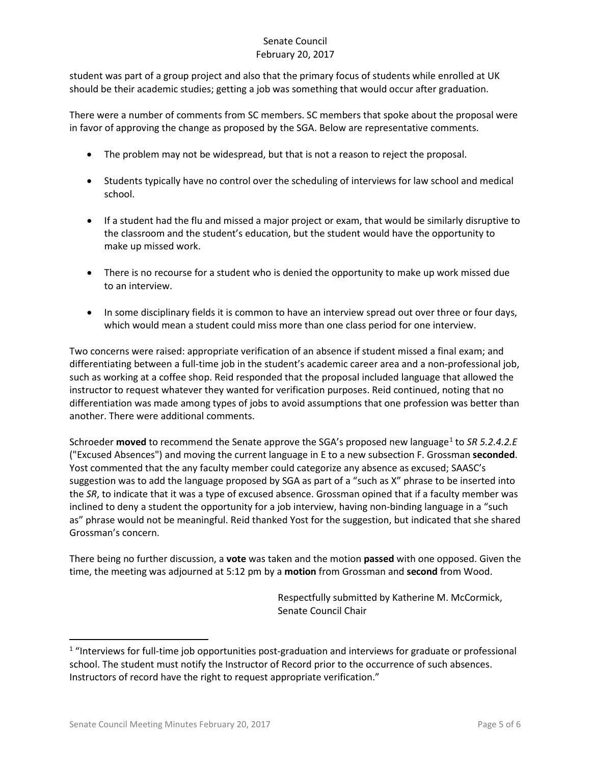student was part of a group project and also that the primary focus of students while enrolled at UK should be their academic studies; getting a job was something that would occur after graduation.

There were a number of comments from SC members. SC members that spoke about the proposal were in favor of approving the change as proposed by the SGA. Below are representative comments.

- The problem may not be widespread, but that is not a reason to reject the proposal.
- Students typically have no control over the scheduling of interviews for law school and medical school.
- If a student had the flu and missed a major project or exam, that would be similarly disruptive to the classroom and the student's education, but the student would have the opportunity to make up missed work.
- There is no recourse for a student who is denied the opportunity to make up work missed due to an interview.
- In some disciplinary fields it is common to have an interview spread out over three or four days, which would mean a student could miss more than one class period for one interview.

Two concerns were raised: appropriate verification of an absence if student missed a final exam; and differentiating between a full-time job in the student's academic career area and a non-professional job, such as working at a coffee shop. Reid responded that the proposal included language that allowed the instructor to request whatever they wanted for verification purposes. Reid continued, noting that no differentiation was made among types of jobs to avoid assumptions that one profession was better than another. There were additional comments.

Schroeder **moved** to recommend the Senate approve the SGA's proposed new language[1] to *SR 5.2.4.2.E* ("Excused Absences") and moving the current language in E to a new subsection F. Grossman **seconded**. Yost commented that the any faculty member could categorize any absence as excused; SAASC's suggestion was to add the language proposed by SGA as part of a "such as X" phrase to be inserted into the *SR*, to indicate that it was a type of excused absence. Grossman opined that if a faculty member was inclined to deny a student the opportunity for a job interview, having non-binding language in a "such as" phrase would not be meaningful. Reid thanked Yost for the suggestion, but indicated that she shared Grossman's concern.

There being no further discussion, a **vote** was taken and the motion **passed** with one opposed. Given the time, the meeting was adjourned at 5:12 pm by a **motion** from Grossman and **second** from Wood.

Respectfully submitted by Katherine M. McCormick,
Senate Council Chair

---

[1] "Interviews for full-time job opportunities post-graduation and interviews for graduate or professional school. The student must notify the Instructor of Record prior to the occurrence of such absences. Instructors of record have the right to request appropriate verification."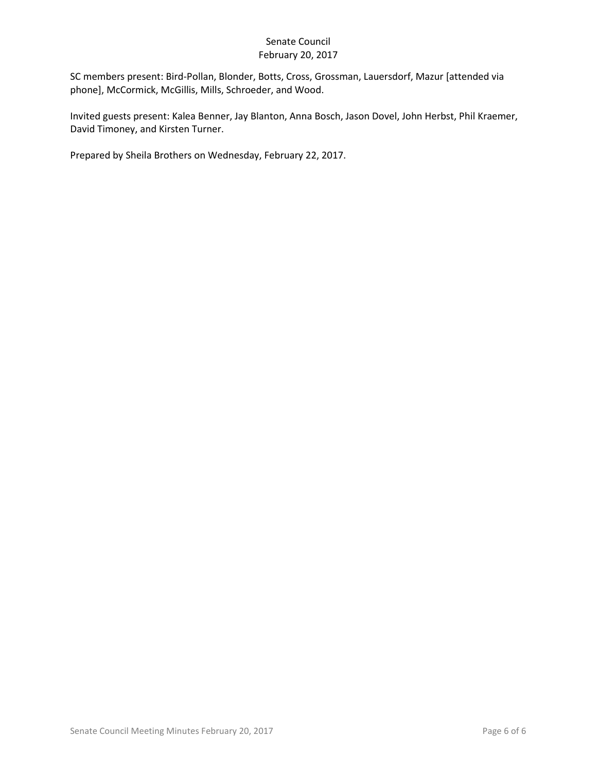SC members present: Bird-Pollan, Blonder, Botts, Cross, Grossman, Lauersdorf, Mazur [attended via phone], McCormick, McGillis, Mills, Schroeder, and Wood.

Invited guests present: Kalea Benner, Jay Blanton, Anna Bosch, Jason Dovel, John Herbst, Phil Kraemer, David Timoney, and Kirsten Turner.

Prepared by Sheila Brothers on Wednesday, February 22, 2017.